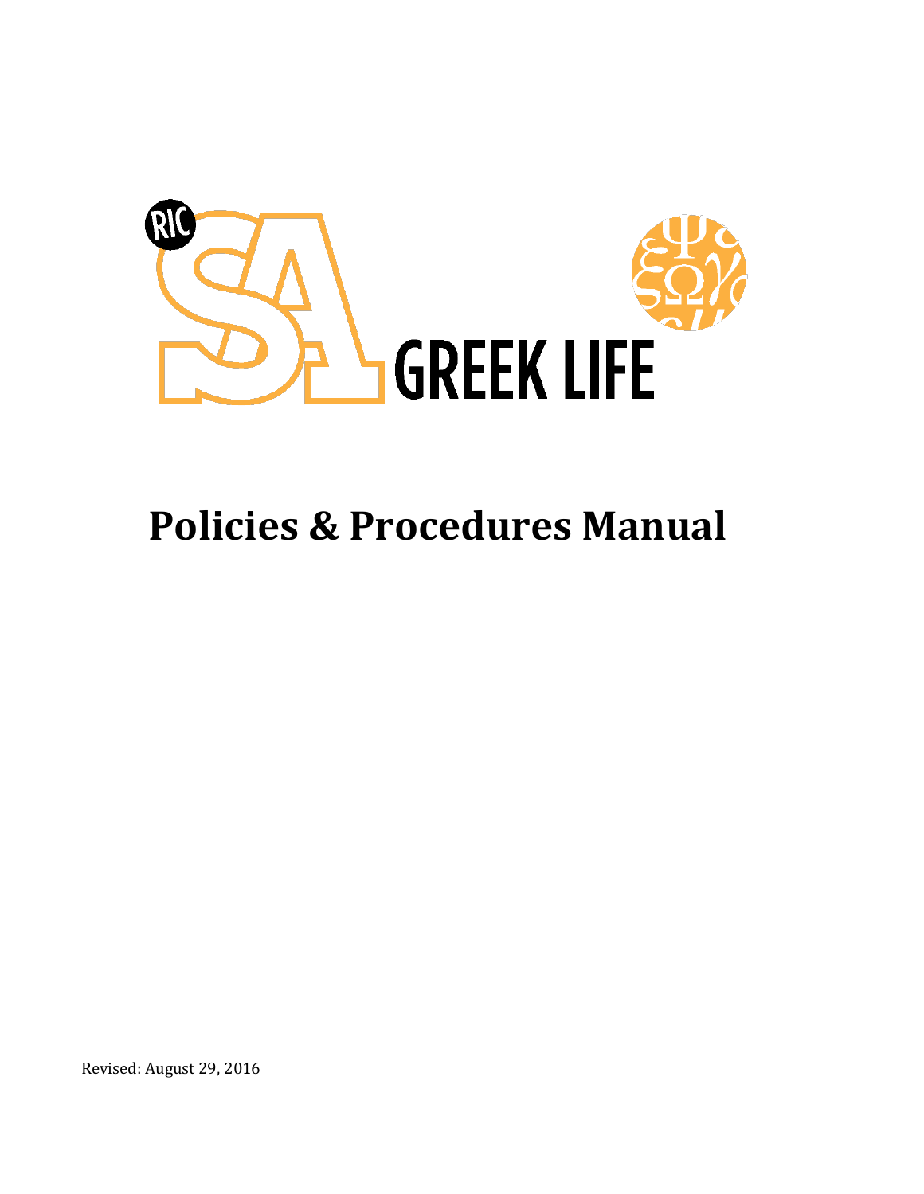RIC SA GREEK LIFE

# Policies & Procedures Manual

Revised: August 29, 2016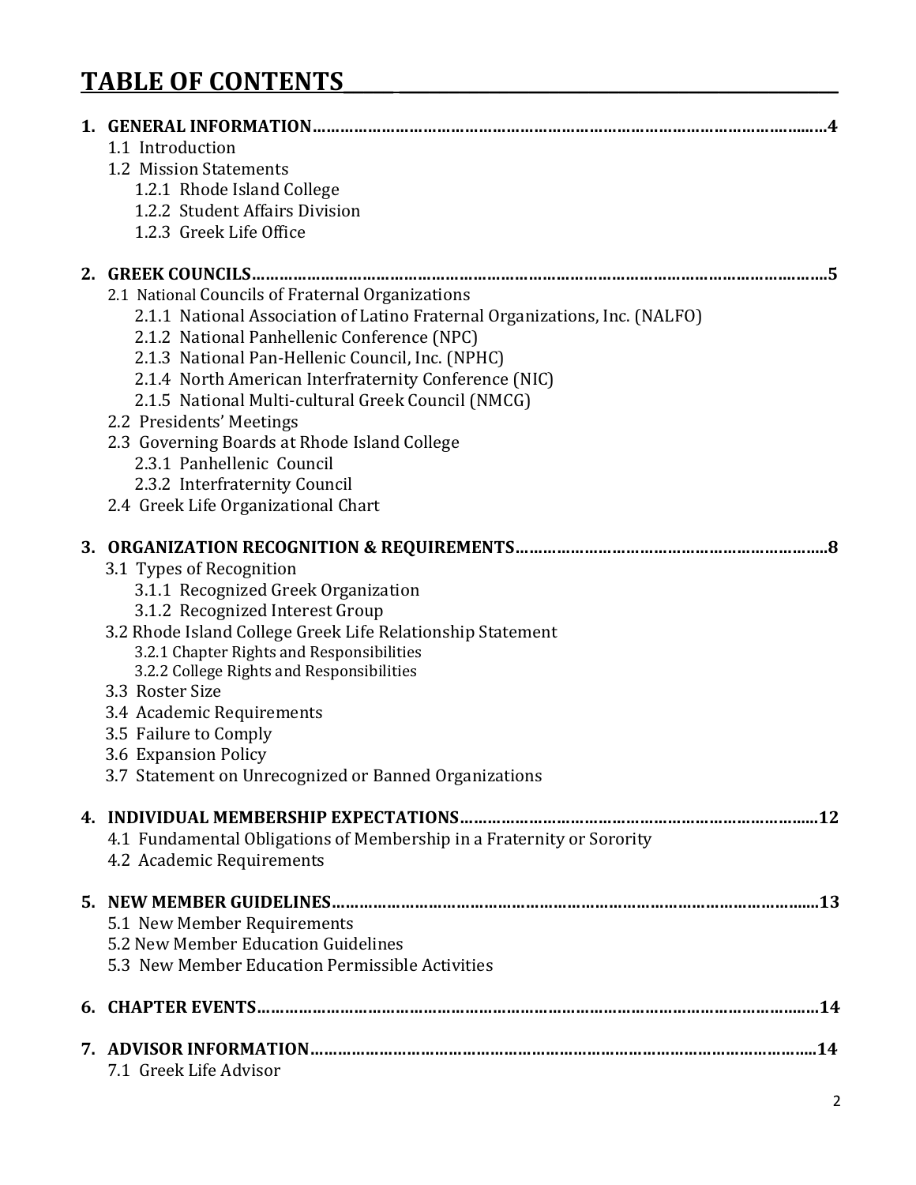# TABLE OF CONTENTS

**1. GENERAL INFORMATION……………………………………………………………………………………………………4**

- 1.1 Introduction
- 1.2 Mission Statements
  - 1.2.1 Rhode Island College
  - 1.2.2 Student Affairs Division
  - 1.2.3 Greek Life Office

**2. GREEK COUNCILS……………………………………………………………………………………………………………5**

- 2.1 National Councils of Fraternal Organizations
  - 2.1.1 National Association of Latino Fraternal Organizations, Inc. (NALFO)
  - 2.1.2 National Panhellenic Conference (NPC)
  - 2.1.3 National Pan-Hellenic Council, Inc. (NPHC)
  - 2.1.4 North American Interfraternity Conference (NIC)
  - 2.1.5 National Multi-cultural Greek Council (NMCG)
- 2.2 Presidents' Meetings
- 2.3 Governing Boards at Rhode Island College
  - 2.3.1 Panhellenic Council
  - 2.3.2 Interfraternity Council
- 2.4 Greek Life Organizational Chart

**3. ORGANIZATION RECOGNITION & REQUIREMENTS…………………………………………………………8**

- 3.1 Types of Recognition
  - 3.1.1 Recognized Greek Organization
  - 3.1.2 Recognized Interest Group
- 3.2 Rhode Island College Greek Life Relationship Statement
  - 3.2.1 Chapter Rights and Responsibilities
  - 3.2.2 College Rights and Responsibilities
- 3.3 Roster Size
- 3.4 Academic Requirements
- 3.5 Failure to Comply
- 3.6 Expansion Policy
- 3.7 Statement on Unrecognized or Banned Organizations

**4. INDIVIDUAL MEMBERSHIP EXPECTATIONS……………………………………………………………………12**

- 4.1 Fundamental Obligations of Membership in a Fraternity or Sorority
- 4.2 Academic Requirements

**5. NEW MEMBER GUIDELINES……………………………………………………………………………………………13**

- 5.1 New Member Requirements
- 5.2 New Member Education Guidelines
- 5.3 New Member Education Permissible Activities

**6. CHAPTER EVENTS……………………………………………………………………………………………………………14**

**7. ADVISOR INFORMATION………………………………………………………………………………………………14**

- 7.1 Greek Life Advisor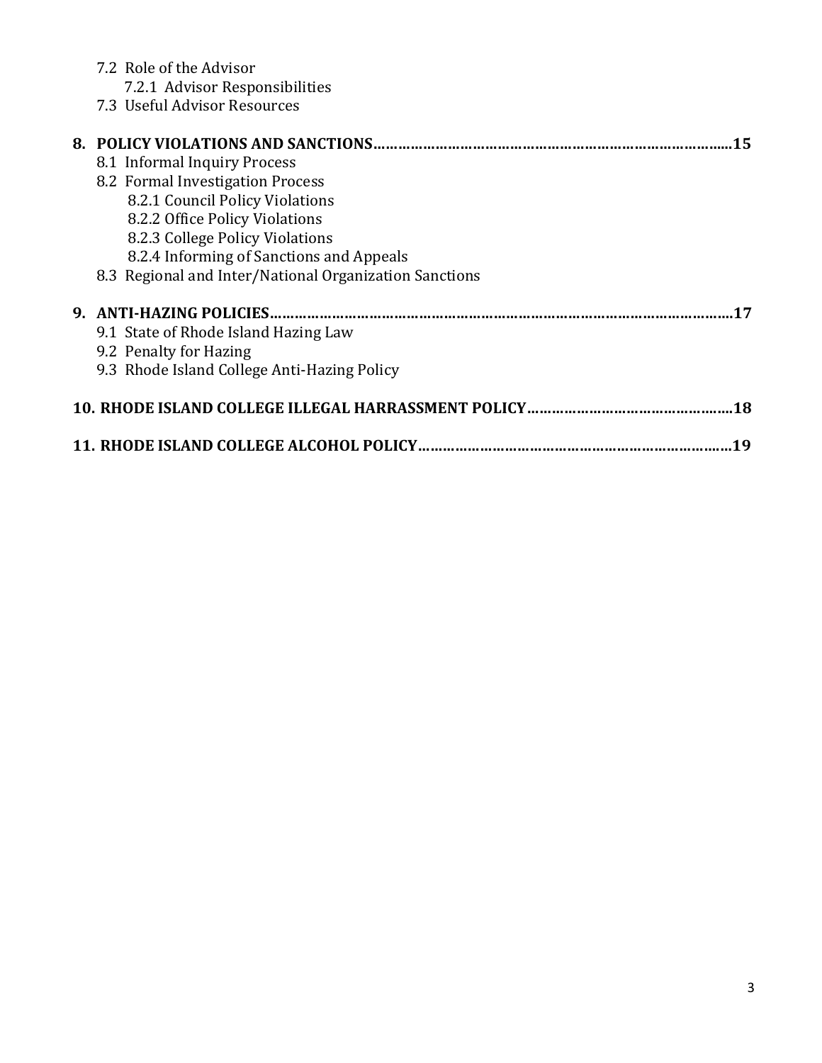- 7.2 Role of the Advisor
    - 7.2.1 Advisor Responsibilities
- 7.3 Useful Advisor Resources

**8. POLICY VIOLATIONS AND SANCTIONS……………………………………………………………………………..15**

- 8.1 Informal Inquiry Process
- 8.2 Formal Investigation Process
    - 8.2.1 Council Policy Violations
    - 8.2.2 Office Policy Violations
    - 8.2.3 College Policy Violations
    - 8.2.4 Informing of Sanctions and Appeals
- 8.3 Regional and Inter/National Organization Sanctions

**9. ANTI-HAZING POLICIES……………………………………………………………………………………………….17**

- 9.1 State of Rhode Island Hazing Law
- 9.2 Penalty for Hazing
- 9.3 Rhode Island College Anti-Hazing Policy

**10. RHODE ISLAND COLLEGE ILLEGAL HARRASSMENT POLICY…………………………………………..18**

**11. RHODE ISLAND COLLEGE ALCOHOL POLICY…………………………………………………………………19**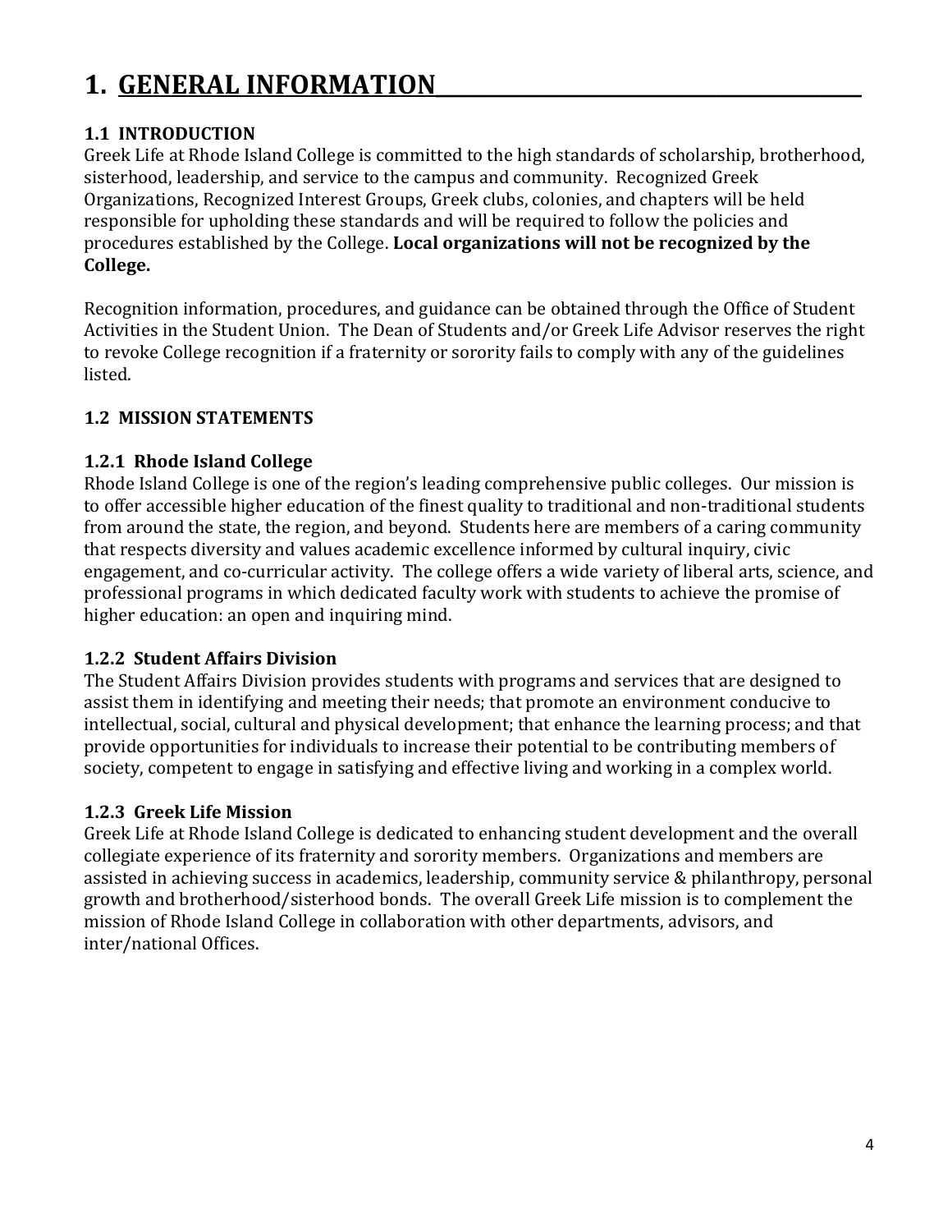# 1. GENERAL INFORMATION

## 1.1 INTRODUCTION

Greek Life at Rhode Island College is committed to the high standards of scholarship, brotherhood, sisterhood, leadership, and service to the campus and community. Recognized Greek Organizations, Recognized Interest Groups, Greek clubs, colonies, and chapters will be held responsible for upholding these standards and will be required to follow the policies and procedures established by the College. **Local organizations will not be recognized by the College.**

Recognition information, procedures, and guidance can be obtained through the Office of Student Activities in the Student Union. The Dean of Students and/or Greek Life Advisor reserves the right to revoke College recognition if a fraternity or sorority fails to comply with any of the guidelines listed.

## 1.2 MISSION STATEMENTS

### 1.2.1 Rhode Island College

Rhode Island College is one of the region's leading comprehensive public colleges. Our mission is to offer accessible higher education of the finest quality to traditional and non-traditional students from around the state, the region, and beyond. Students here are members of a caring community that respects diversity and values academic excellence informed by cultural inquiry, civic engagement, and co-curricular activity. The college offers a wide variety of liberal arts, science, and professional programs in which dedicated faculty work with students to achieve the promise of higher education: an open and inquiring mind.

### 1.2.2 Student Affairs Division

The Student Affairs Division provides students with programs and services that are designed to assist them in identifying and meeting their needs; that promote an environment conducive to intellectual, social, cultural and physical development; that enhance the learning process; and that provide opportunities for individuals to increase their potential to be contributing members of society, competent to engage in satisfying and effective living and working in a complex world.

### 1.2.3 Greek Life Mission

Greek Life at Rhode Island College is dedicated to enhancing student development and the overall collegiate experience of its fraternity and sorority members. Organizations and members are assisted in achieving success in academics, leadership, community service & philanthropy, personal growth and brotherhood/sisterhood bonds. The overall Greek Life mission is to complement the mission of Rhode Island College in collaboration with other departments, advisors, and inter/national Offices.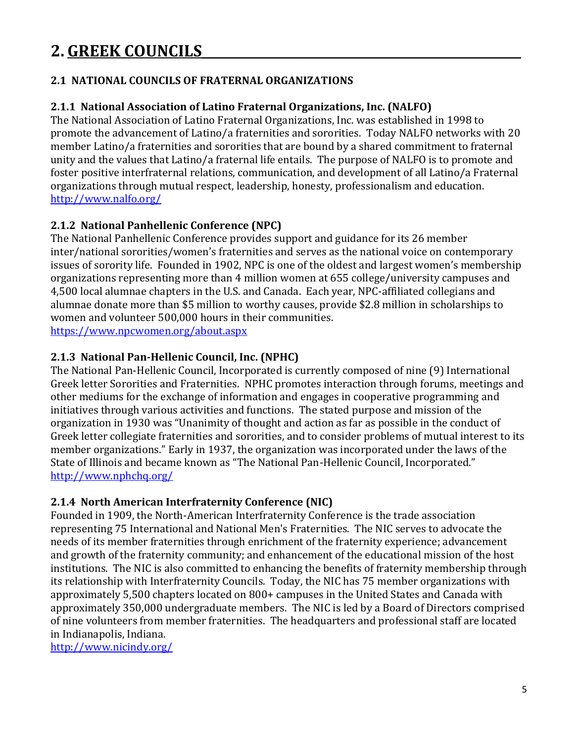# 2. GREEK COUNCILS

## 2.1 NATIONAL COUNCILS OF FRATERNAL ORGANIZATIONS

### 2.1.1 National Association of Latino Fraternal Organizations, Inc. (NALFO)

The National Association of Latino Fraternal Organizations, Inc. was established in 1998 to promote the advancement of Latino/a fraternities and sororities. Today NALFO networks with 20 member Latino/a fraternities and sororities that are bound by a shared commitment to fraternal unity and the values that Latino/a fraternal life entails. The purpose of NALFO is to promote and foster positive interfraternal relations, communication, and development of all Latino/a Fraternal organizations through mutual respect, leadership, honesty, professionalism and education.
http://www.nalfo.org/

### 2.1.2 National Panhellenic Conference (NPC)

The National Panhellenic Conference provides support and guidance for its 26 member inter/national sororities/women's fraternities and serves as the national voice on contemporary issues of sorority life. Founded in 1902, NPC is one of the oldest and largest women's membership organizations representing more than 4 million women at 655 college/university campuses and 4,500 local alumnae chapters in the U.S. and Canada. Each year, NPC-affiliated collegians and alumnae donate more than $5 million to worthy causes, provide $2.8 million in scholarships to women and volunteer 500,000 hours in their communities.
https://www.npcwomen.org/about.aspx

### 2.1.3 National Pan-Hellenic Council, Inc. (NPHC)

The National Pan-Hellenic Council, Incorporated is currently composed of nine (9) International Greek letter Sororities and Fraternities. NPHC promotes interaction through forums, meetings and other mediums for the exchange of information and engages in cooperative programming and initiatives through various activities and functions. The stated purpose and mission of the organization in 1930 was "Unanimity of thought and action as far as possible in the conduct of Greek letter collegiate fraternities and sororities, and to consider problems of mutual interest to its member organizations." Early in 1937, the organization was incorporated under the laws of the State of Illinois and became known as "The National Pan-Hellenic Council, Incorporated."
http://www.nphchq.org/

### 2.1.4 North American Interfraternity Conference (NIC)

Founded in 1909, the North-American Interfraternity Conference is the trade association representing 75 International and National Men's Fraternities. The NIC serves to advocate the needs of its member fraternities through enrichment of the fraternity experience; advancement and growth of the fraternity community; and enhancement of the educational mission of the host institutions. The NIC is also committed to enhancing the benefits of fraternity membership through its relationship with Interfraternity Councils. Today, the NIC has 75 member organizations with approximately 5,500 chapters located on 800+ campuses in the United States and Canada with approximately 350,000 undergraduate members. The NIC is led by a Board of Directors comprised of nine volunteers from member fraternities. The headquarters and professional staff are located in Indianapolis, Indiana.
http://www.nicindy.org/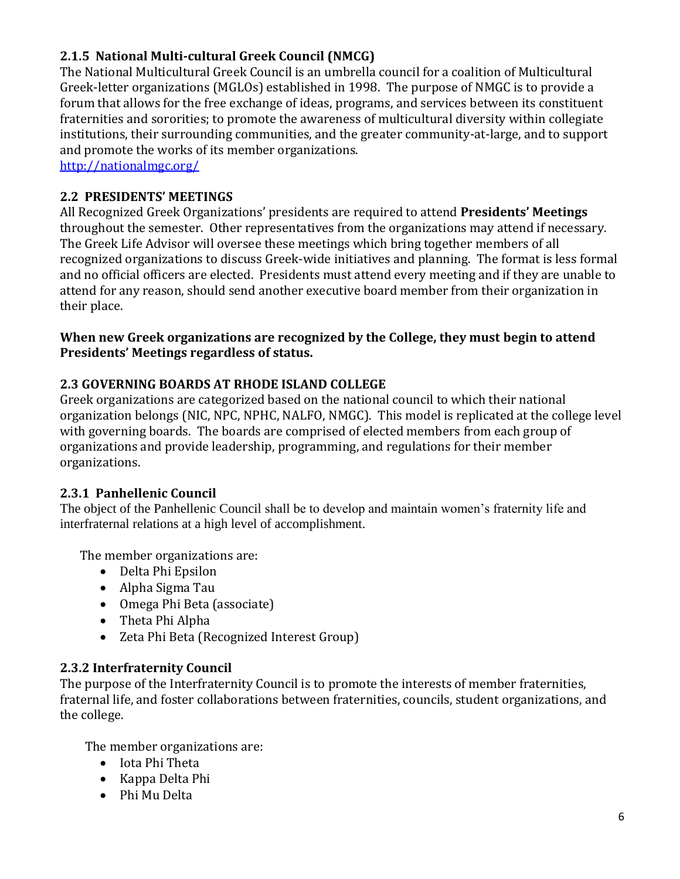### 2.1.5 National Multi-cultural Greek Council (NMCG)

The National Multicultural Greek Council is an umbrella council for a coalition of Multicultural Greek-letter organizations (MGLOs) established in 1998. The purpose of NMGC is to provide a forum that allows for the free exchange of ideas, programs, and services between its constituent fraternities and sororities; to promote the awareness of multicultural diversity within collegiate institutions, their surrounding communities, and the greater community-at-large, and to support and promote the works of its member organizations.
http://nationalmgc.org/

## 2.2 PRESIDENTS' MEETINGS

All Recognized Greek Organizations' presidents are required to attend **Presidents' Meetings** throughout the semester. Other representatives from the organizations may attend if necessary. The Greek Life Advisor will oversee these meetings which bring together members of all recognized organizations to discuss Greek-wide initiatives and planning. The format is less formal and no official officers are elected. Presidents must attend every meeting and if they are unable to attend for any reason, should send another executive board member from their organization in their place.

**When new Greek organizations are recognized by the College, they must begin to attend Presidents' Meetings regardless of status.**

## 2.3 GOVERNING BOARDS AT RHODE ISLAND COLLEGE

Greek organizations are categorized based on the national council to which their national organization belongs (NIC, NPC, NPHC, NALFO, NMGC). This model is replicated at the college level with governing boards. The boards are comprised of elected members from each group of organizations and provide leadership, programming, and regulations for their member organizations.

### 2.3.1 Panhellenic Council

The object of the Panhellenic Council shall be to develop and maintain women's fraternity life and interfraternal relations at a high level of accomplishment.

The member organizations are:

- Delta Phi Epsilon
- Alpha Sigma Tau
- Omega Phi Beta (associate)
- Theta Phi Alpha
- Zeta Phi Beta (Recognized Interest Group)

### 2.3.2 Interfraternity Council

The purpose of the Interfraternity Council is to promote the interests of member fraternities, fraternal life, and foster collaborations between fraternities, councils, student organizations, and the college.

The member organizations are:

- Iota Phi Theta
- Kappa Delta Phi
- Phi Mu Delta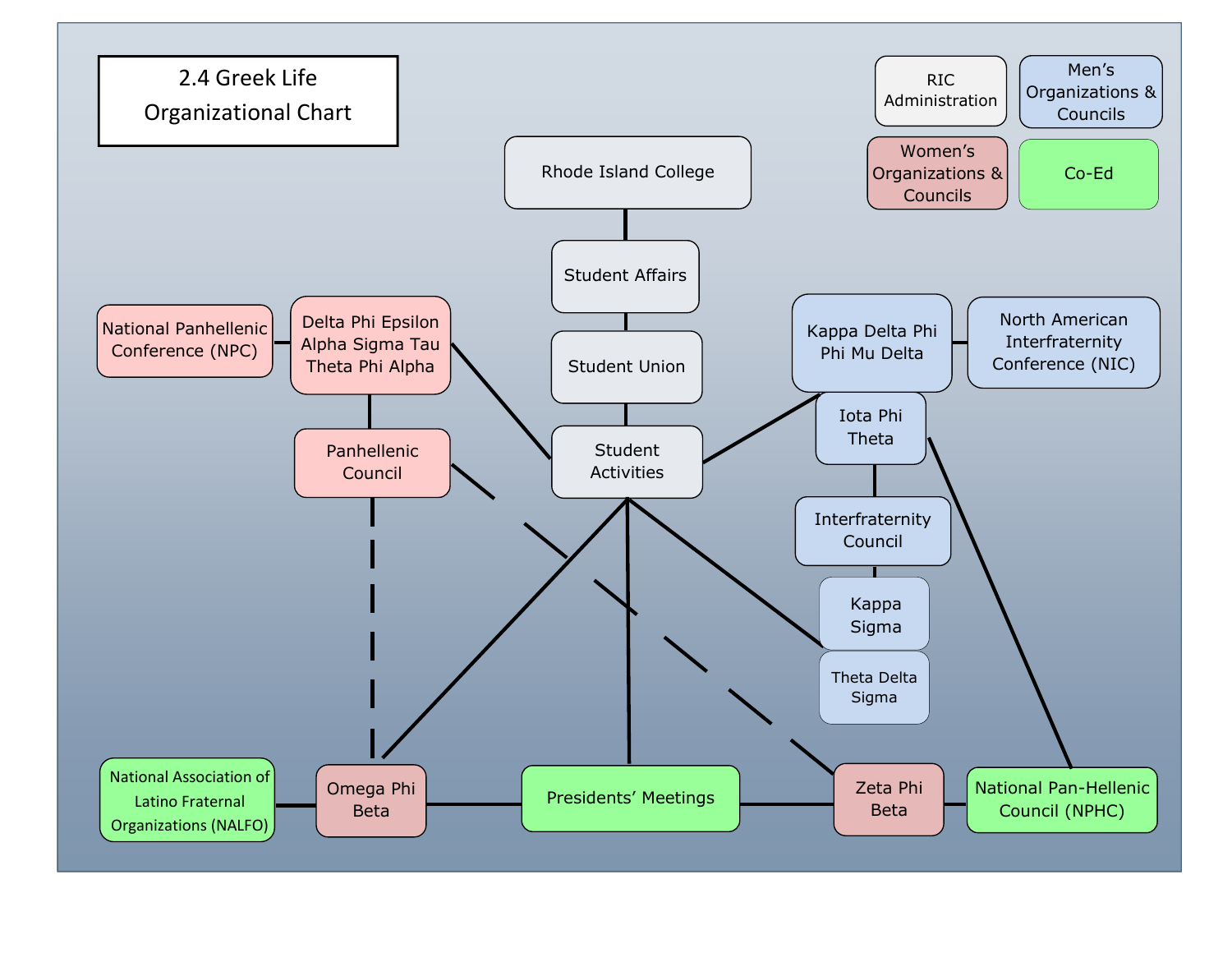# 2.4 Greek Life Organizational Chart

**Legend:**
- RIC Administration
- Men's Organizations & Councils
- Women's Organizations & Councils
- Co-Ed

Rhode Island College

Student Affairs

Student Union

Student Activities

National Panhellenic Conference (NPC)

Delta Phi Epsilon
Alpha Sigma Tau
Theta Phi Alpha

Panhellenic Council

Kappa Delta Phi
Phi Mu Delta

North American Interfraternity Conference (NIC)

Iota Phi Theta

Interfraternity Council

Kappa Sigma

Theta Delta Sigma

National Association of Latino Fraternal Organizations (NALFO)

Omega Phi Beta

Presidents' Meetings

Zeta Phi Beta

National Pan-Hellenic Council (NPHC)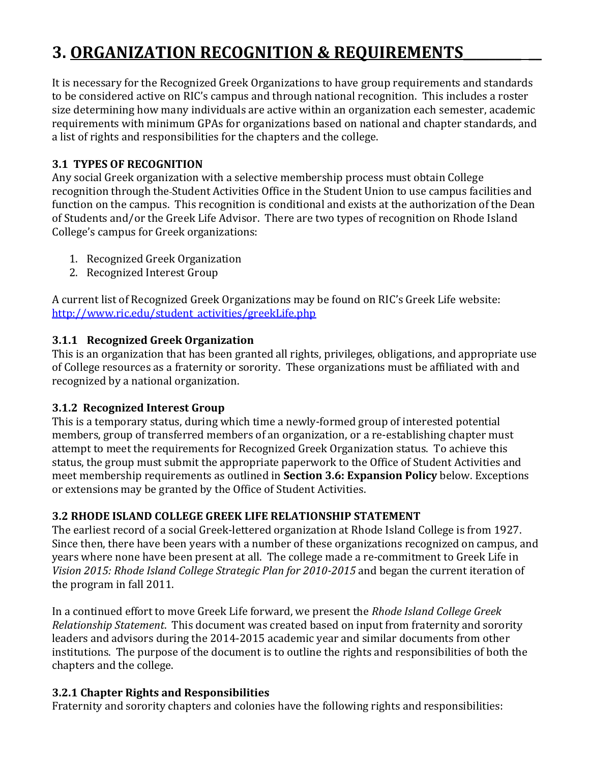# 3. ORGANIZATION RECOGNITION & REQUIREMENTS

It is necessary for the Recognized Greek Organizations to have group requirements and standards to be considered active on RIC's campus and through national recognition. This includes a roster size determining how many individuals are active within an organization each semester, academic requirements with minimum GPAs for organizations based on national and chapter standards, and a list of rights and responsibilities for the chapters and the college.

### 3.1 TYPES OF RECOGNITION

Any social Greek organization with a selective membership process must obtain College recognition through the Student Activities Office in the Student Union to use campus facilities and function on the campus. This recognition is conditional and exists at the authorization of the Dean of Students and/or the Greek Life Advisor. There are two types of recognition on Rhode Island College's campus for Greek organizations:

1. Recognized Greek Organization
2. Recognized Interest Group

A current list of Recognized Greek Organizations may be found on RIC's Greek Life website: [http://www.ric.edu/student_activities/greekLife.php](http://www.ric.edu/student_activities/greekLife.php)

#### 3.1.1 Recognized Greek Organization

This is an organization that has been granted all rights, privileges, obligations, and appropriate use of College resources as a fraternity or sorority. These organizations must be affiliated with and recognized by a national organization.

#### 3.1.2 Recognized Interest Group

This is a temporary status, during which time a newly-formed group of interested potential members, group of transferred members of an organization, or a re-establishing chapter must attempt to meet the requirements for Recognized Greek Organization status. To achieve this status, the group must submit the appropriate paperwork to the Office of Student Activities and meet membership requirements as outlined in **Section 3.6: Expansion Policy** below. Exceptions or extensions may be granted by the Office of Student Activities.

### 3.2 RHODE ISLAND COLLEGE GREEK LIFE RELATIONSHIP STATEMENT

The earliest record of a social Greek-lettered organization at Rhode Island College is from 1927. Since then, there have been years with a number of these organizations recognized on campus, and years where none have been present at all. The college made a re-commitment to Greek Life in *Vision 2015: Rhode Island College Strategic Plan for 2010-2015* and began the current iteration of the program in fall 2011.

In a continued effort to move Greek Life forward, we present the *Rhode Island College Greek Relationship Statement*. This document was created based on input from fraternity and sorority leaders and advisors during the 2014-2015 academic year and similar documents from other institutions. The purpose of the document is to outline the rights and responsibilities of both the chapters and the college.

#### 3.2.1 Chapter Rights and Responsibilities

Fraternity and sorority chapters and colonies have the following rights and responsibilities: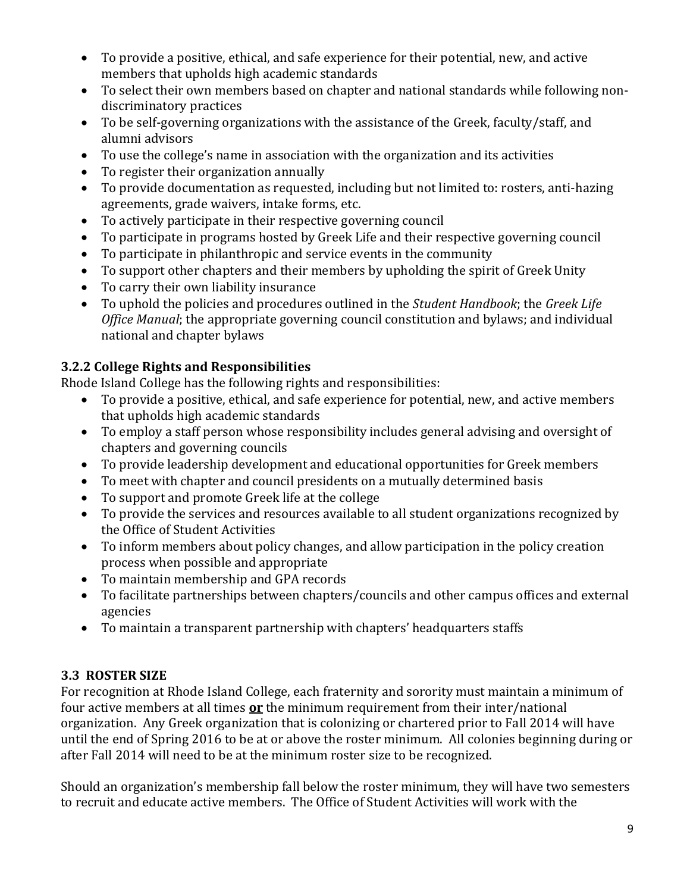- To provide a positive, ethical, and safe experience for their potential, new, and active members that upholds high academic standards
- To select their own members based on chapter and national standards while following non-discriminatory practices
- To be self-governing organizations with the assistance of the Greek, faculty/staff, and alumni advisors
- To use the college's name in association with the organization and its activities
- To register their organization annually
- To provide documentation as requested, including but not limited to: rosters, anti-hazing agreements, grade waivers, intake forms, etc.
- To actively participate in their respective governing council
- To participate in programs hosted by Greek Life and their respective governing council
- To participate in philanthropic and service events in the community
- To support other chapters and their members by upholding the spirit of Greek Unity
- To carry their own liability insurance
- To uphold the policies and procedures outlined in the *Student Handbook*; the *Greek Life Office Manual*; the appropriate governing council constitution and bylaws; and individual national and chapter bylaws

### 3.2.2 College Rights and Responsibilities

Rhode Island College has the following rights and responsibilities:

- To provide a positive, ethical, and safe experience for potential, new, and active members that upholds high academic standards
- To employ a staff person whose responsibility includes general advising and oversight of chapters and governing councils
- To provide leadership development and educational opportunities for Greek members
- To meet with chapter and council presidents on a mutually determined basis
- To support and promote Greek life at the college
- To provide the services and resources available to all student organizations recognized by the Office of Student Activities
- To inform members about policy changes, and allow participation in the policy creation process when possible and appropriate
- To maintain membership and GPA records
- To facilitate partnerships between chapters/councils and other campus offices and external agencies
- To maintain a transparent partnership with chapters' headquarters staffs

## 3.3 ROSTER SIZE

For recognition at Rhode Island College, each fraternity and sorority must maintain a minimum of four active members at all times **<u>or</u>** the minimum requirement from their inter/national organization. Any Greek organization that is colonizing or chartered prior to Fall 2014 will have until the end of Spring 2016 to be at or above the roster minimum. All colonies beginning during or after Fall 2014 will need to be at the minimum roster size to be recognized.

Should an organization's membership fall below the roster minimum, they will have two semesters to recruit and educate active members. The Office of Student Activities will work with the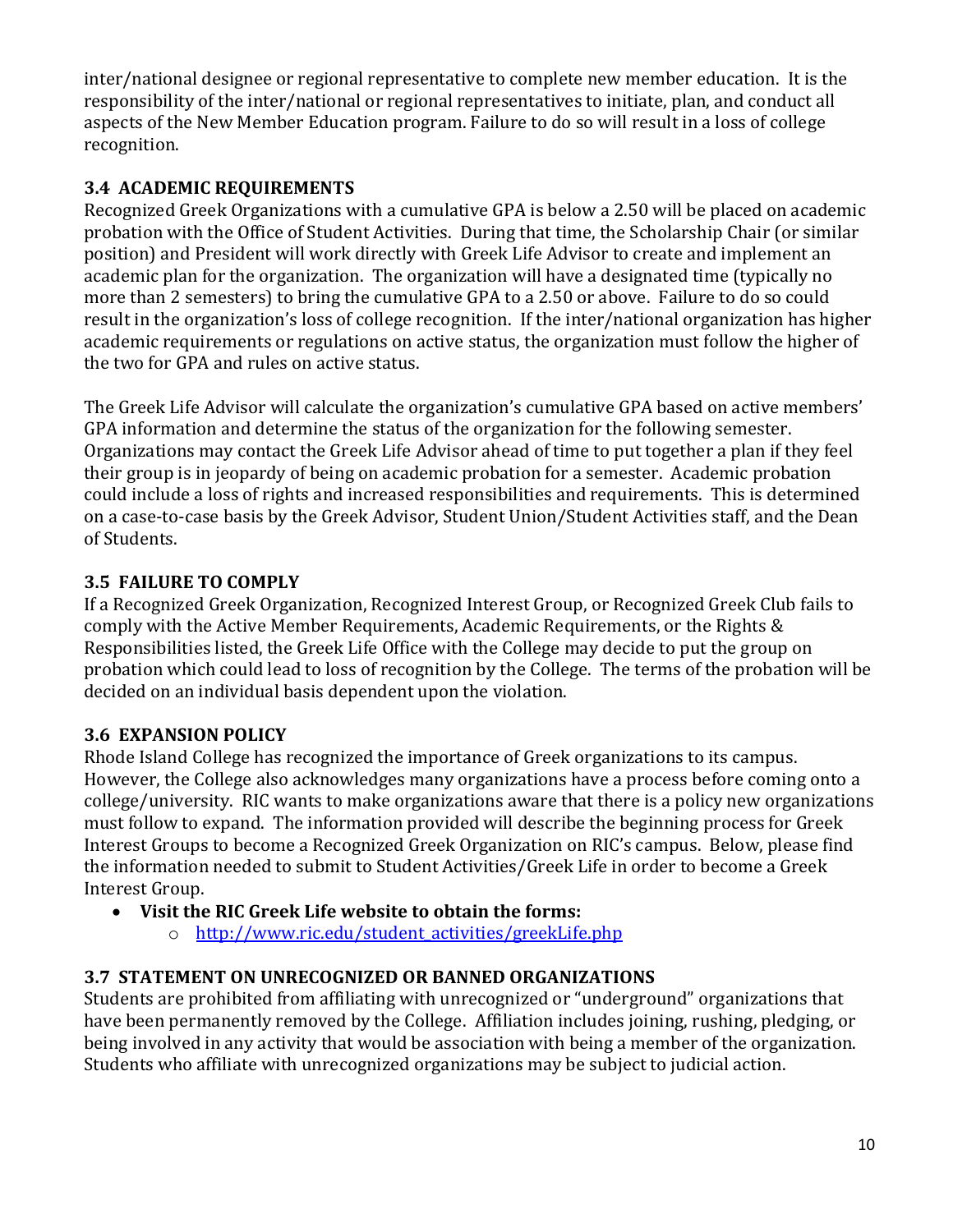inter/national designee or regional representative to complete new member education. It is the responsibility of the inter/national or regional representatives to initiate, plan, and conduct all aspects of the New Member Education program. Failure to do so will result in a loss of college recognition.

### 3.4 ACADEMIC REQUIREMENTS

Recognized Greek Organizations with a cumulative GPA is below a 2.50 will be placed on academic probation with the Office of Student Activities. During that time, the Scholarship Chair (or similar position) and President will work directly with Greek Life Advisor to create and implement an academic plan for the organization. The organization will have a designated time (typically no more than 2 semesters) to bring the cumulative GPA to a 2.50 or above. Failure to do so could result in the organization's loss of college recognition. If the inter/national organization has higher academic requirements or regulations on active status, the organization must follow the higher of the two for GPA and rules on active status.

The Greek Life Advisor will calculate the organization's cumulative GPA based on active members' GPA information and determine the status of the organization for the following semester. Organizations may contact the Greek Life Advisor ahead of time to put together a plan if they feel their group is in jeopardy of being on academic probation for a semester. Academic probation could include a loss of rights and increased responsibilities and requirements. This is determined on a case-to-case basis by the Greek Advisor, Student Union/Student Activities staff, and the Dean of Students.

### 3.5 FAILURE TO COMPLY

If a Recognized Greek Organization, Recognized Interest Group, or Recognized Greek Club fails to comply with the Active Member Requirements, Academic Requirements, or the Rights & Responsibilities listed, the Greek Life Office with the College may decide to put the group on probation which could lead to loss of recognition by the College. The terms of the probation will be decided on an individual basis dependent upon the violation.

### 3.6 EXPANSION POLICY

Rhode Island College has recognized the importance of Greek organizations to its campus. However, the College also acknowledges many organizations have a process before coming onto a college/university. RIC wants to make organizations aware that there is a policy new organizations must follow to expand. The information provided will describe the beginning process for Greek Interest Groups to become a Recognized Greek Organization on RIC's campus. Below, please find the information needed to submit to Student Activities/Greek Life in order to become a Greek Interest Group.

- **Visit the RIC Greek Life website to obtain the forms:**
  - http://www.ric.edu/student_activities/greekLife.php

### 3.7 STATEMENT ON UNRECOGNIZED OR BANNED ORGANIZATIONS

Students are prohibited from affiliating with unrecognized or "underground" organizations that have been permanently removed by the College. Affiliation includes joining, rushing, pledging, or being involved in any activity that would be association with being a member of the organization. Students who affiliate with unrecognized organizations may be subject to judicial action.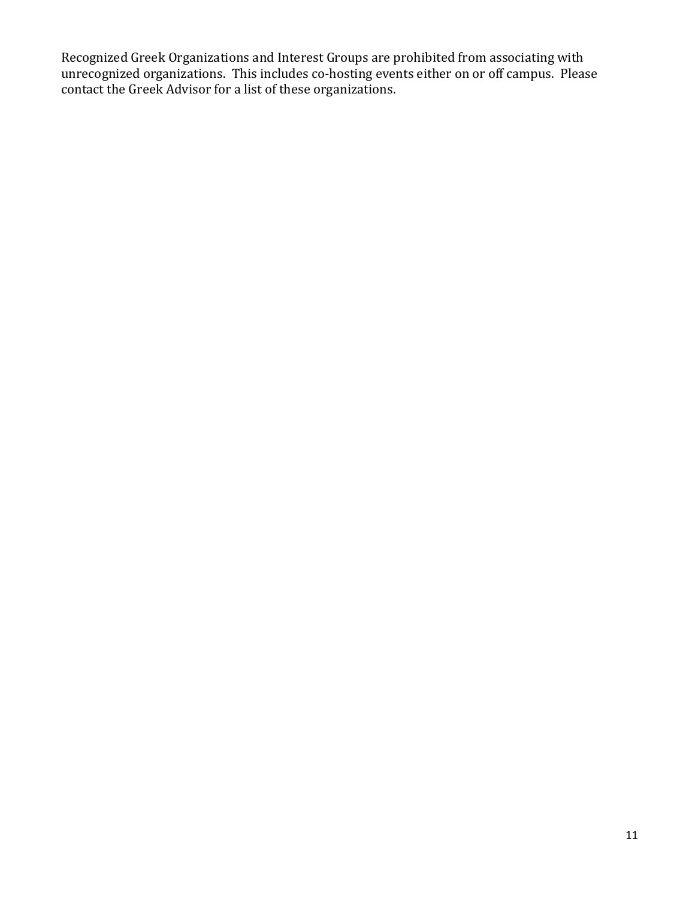Recognized Greek Organizations and Interest Groups are prohibited from associating with unrecognized organizations. This includes co-hosting events either on or off campus. Please contact the Greek Advisor for a list of these organizations.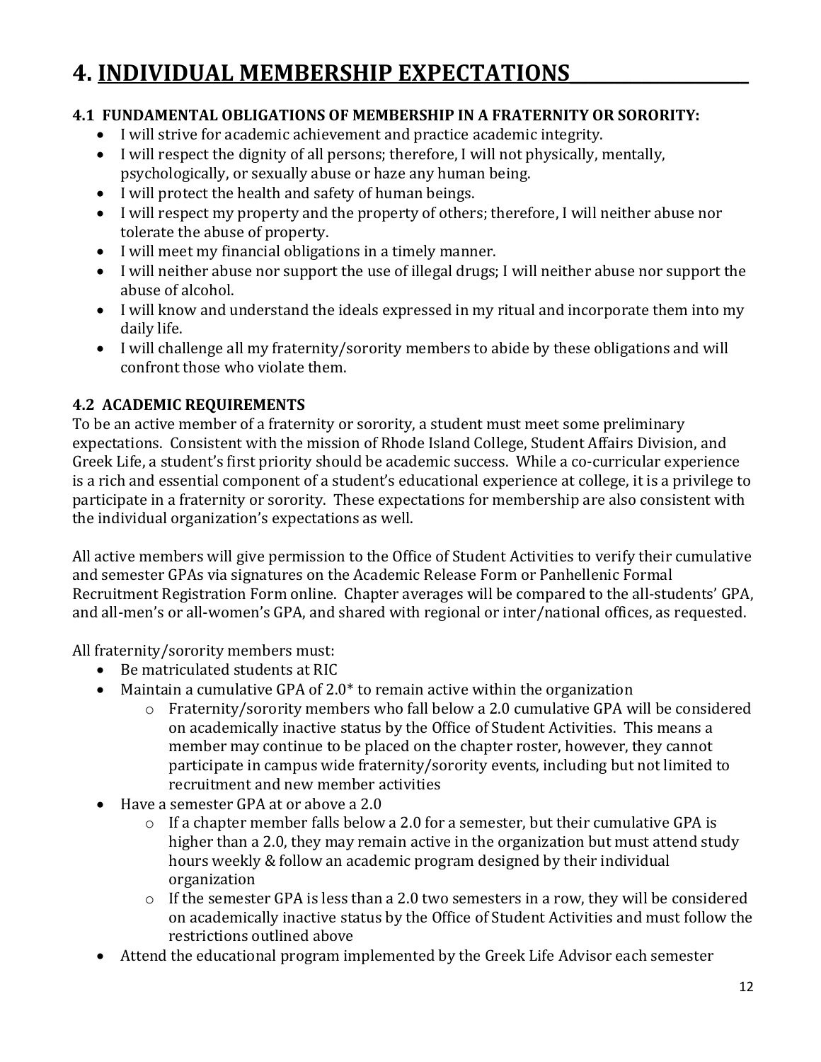# 4. INDIVIDUAL MEMBERSHIP EXPECTATIONS

### 4.1 FUNDAMENTAL OBLIGATIONS OF MEMBERSHIP IN A FRATERNITY OR SORORITY:

- I will strive for academic achievement and practice academic integrity.
- I will respect the dignity of all persons; therefore, I will not physically, mentally, psychologically, or sexually abuse or haze any human being.
- I will protect the health and safety of human beings.
- I will respect my property and the property of others; therefore, I will neither abuse nor tolerate the abuse of property.
- I will meet my financial obligations in a timely manner.
- I will neither abuse nor support the use of illegal drugs; I will neither abuse nor support the abuse of alcohol.
- I will know and understand the ideals expressed in my ritual and incorporate them into my daily life.
- I will challenge all my fraternity/sorority members to abide by these obligations and will confront those who violate them.

### 4.2 ACADEMIC REQUIREMENTS

To be an active member of a fraternity or sorority, a student must meet some preliminary expectations. Consistent with the mission of Rhode Island College, Student Affairs Division, and Greek Life, a student's first priority should be academic success. While a co-curricular experience is a rich and essential component of a student's educational experience at college, it is a privilege to participate in a fraternity or sorority. These expectations for membership are also consistent with the individual organization's expectations as well.

All active members will give permission to the Office of Student Activities to verify their cumulative and semester GPAs via signatures on the Academic Release Form or Panhellenic Formal Recruitment Registration Form online. Chapter averages will be compared to the all-students' GPA, and all-men's or all-women's GPA, and shared with regional or inter/national offices, as requested.

All fraternity/sorority members must:

- Be matriculated students at RIC
- Maintain a cumulative GPA of 2.0* to remain active within the organization
  - Fraternity/sorority members who fall below a 2.0 cumulative GPA will be considered on academically inactive status by the Office of Student Activities. This means a member may continue to be placed on the chapter roster, however, they cannot participate in campus wide fraternity/sorority events, including but not limited to recruitment and new member activities
- Have a semester GPA at or above a 2.0
  - If a chapter member falls below a 2.0 for a semester, but their cumulative GPA is higher than a 2.0, they may remain active in the organization but must attend study hours weekly & follow an academic program designed by their individual organization
  - If the semester GPA is less than a 2.0 two semesters in a row, they will be considered on academically inactive status by the Office of Student Activities and must follow the restrictions outlined above
- Attend the educational program implemented by the Greek Life Advisor each semester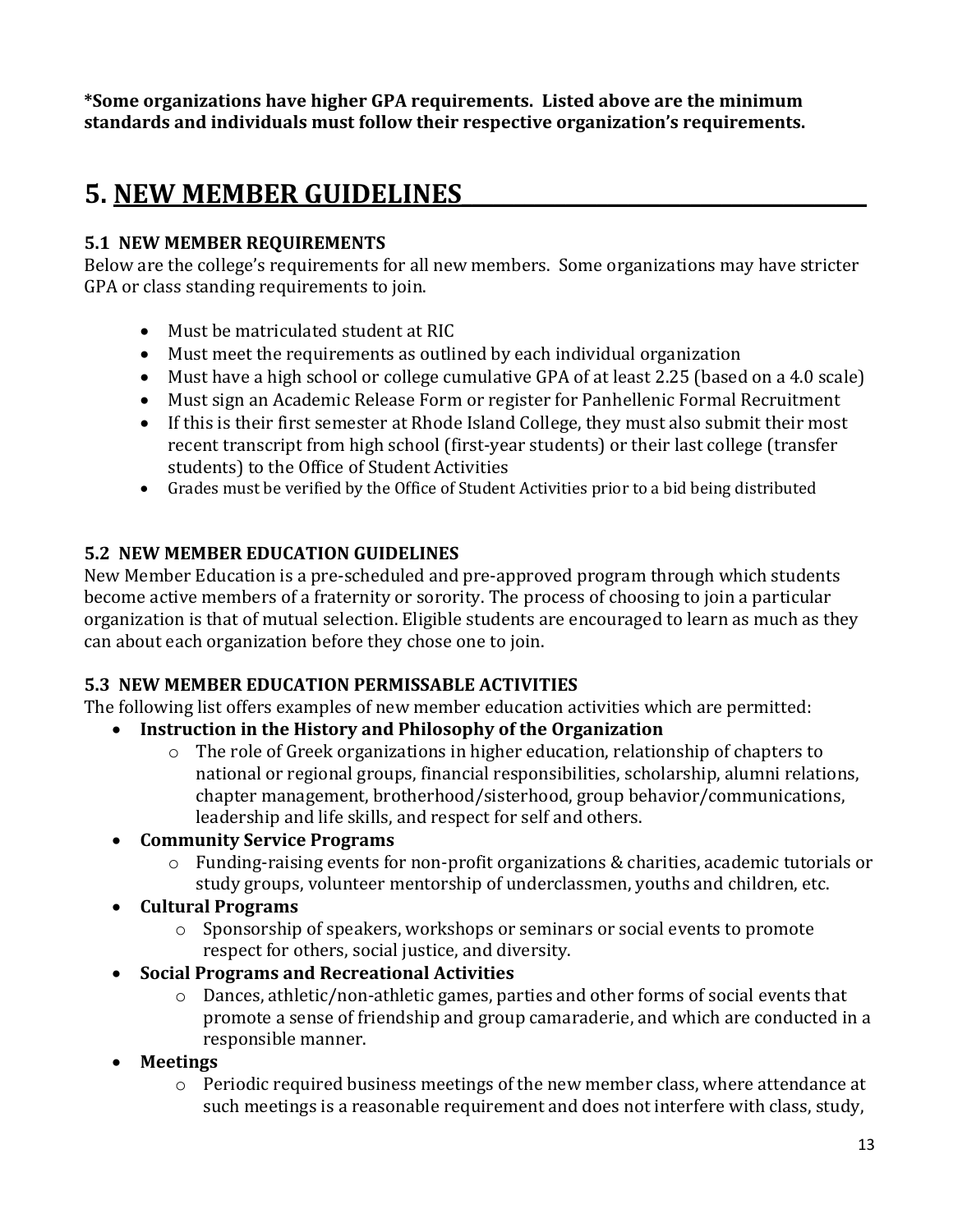**\*Some organizations have higher GPA requirements. Listed above are the minimum standards and individuals must follow their respective organization's requirements.**

# 5. NEW MEMBER GUIDELINES

### 5.1 NEW MEMBER REQUIREMENTS

Below are the college's requirements for all new members. Some organizations may have stricter GPA or class standing requirements to join.

- Must be matriculated student at RIC
- Must meet the requirements as outlined by each individual organization
- Must have a high school or college cumulative GPA of at least 2.25 (based on a 4.0 scale)
- Must sign an Academic Release Form or register for Panhellenic Formal Recruitment
- If this is their first semester at Rhode Island College, they must also submit their most recent transcript from high school (first-year students) or their last college (transfer students) to the Office of Student Activities
- Grades must be verified by the Office of Student Activities prior to a bid being distributed

### 5.2 NEW MEMBER EDUCATION GUIDELINES

New Member Education is a pre-scheduled and pre-approved program through which students become active members of a fraternity or sorority. The process of choosing to join a particular organization is that of mutual selection. Eligible students are encouraged to learn as much as they can about each organization before they chose one to join.

### 5.3 NEW MEMBER EDUCATION PERMISSABLE ACTIVITIES

The following list offers examples of new member education activities which are permitted:

- **Instruction in the History and Philosophy of the Organization**
  - The role of Greek organizations in higher education, relationship of chapters to national or regional groups, financial responsibilities, scholarship, alumni relations, chapter management, brotherhood/sisterhood, group behavior/communications, leadership and life skills, and respect for self and others.
- **Community Service Programs**
  - Funding-raising events for non-profit organizations & charities, academic tutorials or study groups, volunteer mentorship of underclassmen, youths and children, etc.
- **Cultural Programs**
  - Sponsorship of speakers, workshops or seminars or social events to promote respect for others, social justice, and diversity.
- **Social Programs and Recreational Activities**
  - Dances, athletic/non-athletic games, parties and other forms of social events that promote a sense of friendship and group camaraderie, and which are conducted in a responsible manner.
- **Meetings**
  - Periodic required business meetings of the new member class, where attendance at such meetings is a reasonable requirement and does not interfere with class, study,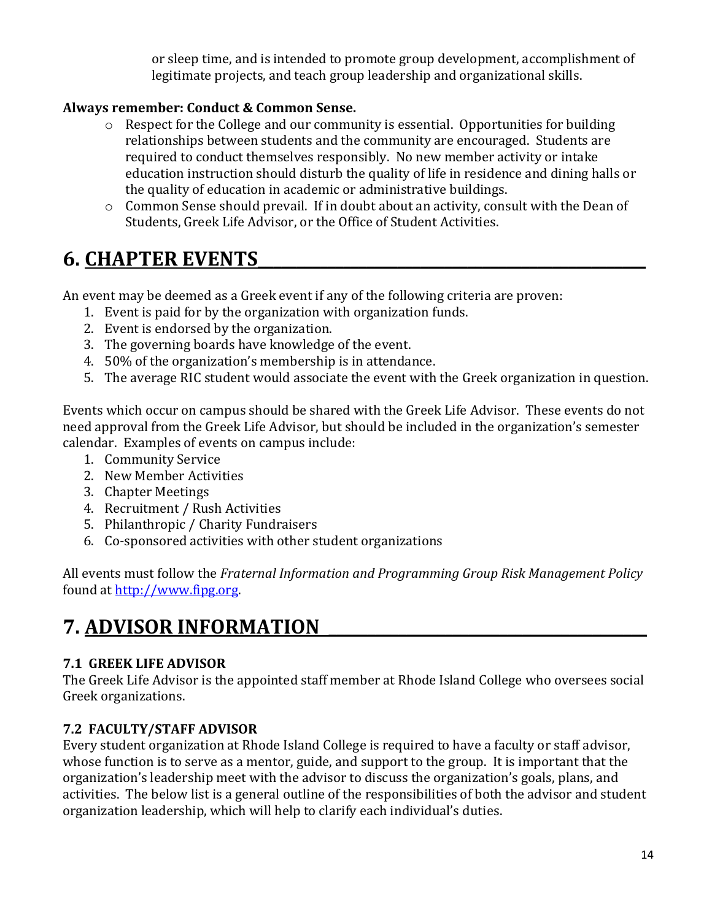or sleep time, and is intended to promote group development, accomplishment of legitimate projects, and teach group leadership and organizational skills.

**Always remember: Conduct & Common Sense.**

- Respect for the College and our community is essential. Opportunities for building relationships between students and the community are encouraged. Students are required to conduct themselves responsibly. No new member activity or intake education instruction should disturb the quality of life in residence and dining halls or the quality of education in academic or administrative buildings.
- Common Sense should prevail. If in doubt about an activity, consult with the Dean of Students, Greek Life Advisor, or the Office of Student Activities.

# 6. CHAPTER EVENTS

An event may be deemed as a Greek event if any of the following criteria are proven:

1. Event is paid for by the organization with organization funds.
2. Event is endorsed by the organization.
3. The governing boards have knowledge of the event.
4. 50% of the organization's membership is in attendance.
5. The average RIC student would associate the event with the Greek organization in question.

Events which occur on campus should be shared with the Greek Life Advisor. These events do not need approval from the Greek Life Advisor, but should be included in the organization's semester calendar. Examples of events on campus include:

1. Community Service
2. New Member Activities
3. Chapter Meetings
4. Recruitment / Rush Activities
5. Philanthropic / Charity Fundraisers
6. Co-sponsored activities with other student organizations

All events must follow the *Fraternal Information and Programming Group Risk Management Policy* found at [http://www.fipg.org](http://www.fipg.org).

# 7. ADVISOR INFORMATION

### 7.1 GREEK LIFE ADVISOR

The Greek Life Advisor is the appointed staff member at Rhode Island College who oversees social Greek organizations.

### 7.2 FACULTY/STAFF ADVISOR

Every student organization at Rhode Island College is required to have a faculty or staff advisor, whose function is to serve as a mentor, guide, and support to the group. It is important that the organization's leadership meet with the advisor to discuss the organization's goals, plans, and activities. The below list is a general outline of the responsibilities of both the advisor and student organization leadership, which will help to clarify each individual's duties.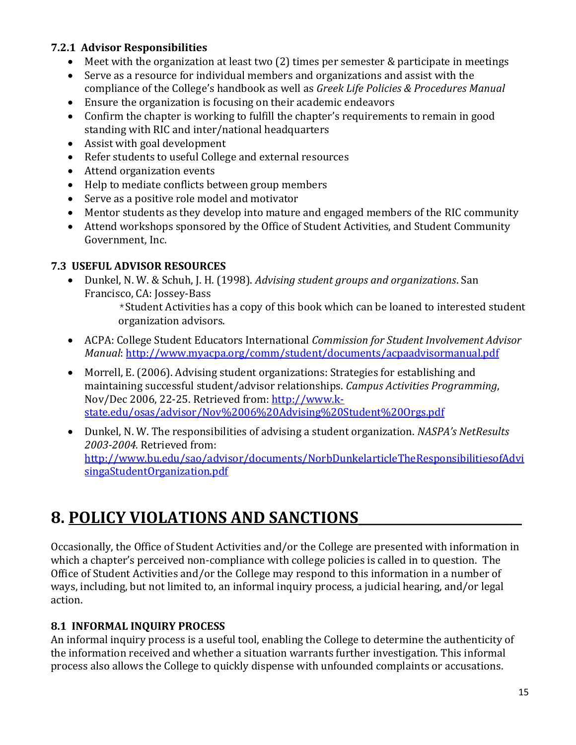### 7.2.1 Advisor Responsibilities

- Meet with the organization at least two (2) times per semester & participate in meetings
- Serve as a resource for individual members and organizations and assist with the compliance of the College's handbook as well as *Greek Life Policies & Procedures Manual*
- Ensure the organization is focusing on their academic endeavors
- Confirm the chapter is working to fulfill the chapter's requirements to remain in good standing with RIC and inter/national headquarters
- Assist with goal development
- Refer students to useful College and external resources
- Attend organization events
- Help to mediate conflicts between group members
- Serve as a positive role model and motivator
- Mentor students as they develop into mature and engaged members of the RIC community
- Attend workshops sponsored by the Office of Student Activities, and Student Community Government, Inc.

### 7.3 USEFUL ADVISOR RESOURCES

- Dunkel, N. W. & Schuh, J. H. (1998). *Advising student groups and organizations*. San Francisco, CA: Jossey-Bass

  *Student Activities has a copy of this book which can be loaned to interested student organization advisors.

- ACPA: College Student Educators International *Commission for Student Involvement Advisor Manual*: http://www.myacpa.org/comm/student/documents/acpaadvisormanual.pdf

- Morrell, E. (2006). Advising student organizations: Strategies for establishing and maintaining successful student/advisor relationships. *Campus Activities Programming*, Nov/Dec 2006, 22-25. Retrieved from: http://www.k-state.edu/osas/advisor/Nov%2006%20Advising%20Student%20Orgs.pdf

- Dunkel, N. W. The responsibilities of advising a student organization. *NASPA's NetResults 2003-2004*. Retrieved from: http://www.bu.edu/sao/advisor/documents/NorbDunkelarticleTheResponsibilitiesofAdvisingaStudentOrganization.pdf

# 8. POLICY VIOLATIONS AND SANCTIONS

Occasionally, the Office of Student Activities and/or the College are presented with information in which a chapter's perceived non-compliance with college policies is called in to question. The Office of Student Activities and/or the College may respond to this information in a number of ways, including, but not limited to, an informal inquiry process, a judicial hearing, and/or legal action.

### 8.1 INFORMAL INQUIRY PROCESS

An informal inquiry process is a useful tool, enabling the College to determine the authenticity of the information received and whether a situation warrants further investigation. This informal process also allows the College to quickly dispense with unfounded complaints or accusations.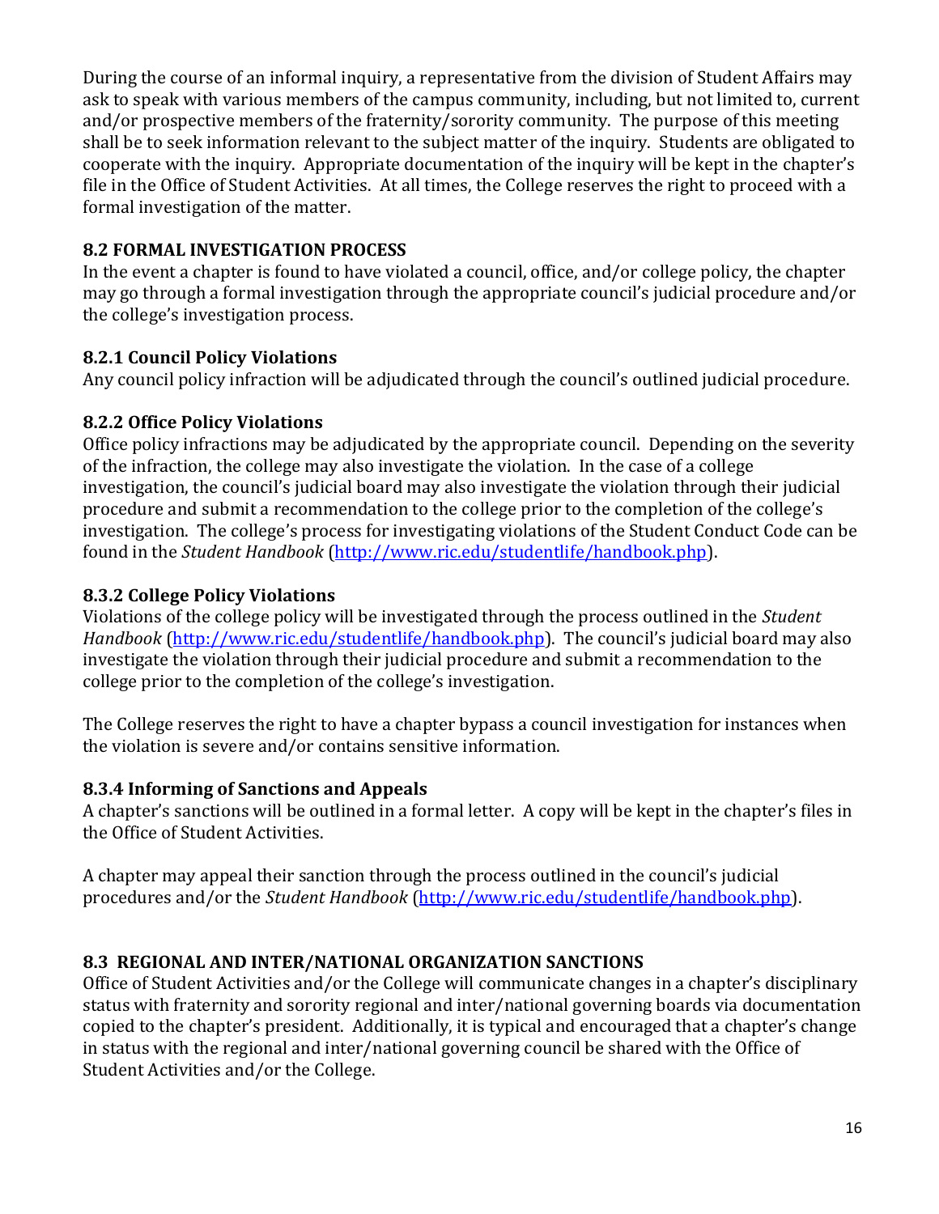During the course of an informal inquiry, a representative from the division of Student Affairs may ask to speak with various members of the campus community, including, but not limited to, current and/or prospective members of the fraternity/sorority community. The purpose of this meeting shall be to seek information relevant to the subject matter of the inquiry. Students are obligated to cooperate with the inquiry. Appropriate documentation of the inquiry will be kept in the chapter's file in the Office of Student Activities. At all times, the College reserves the right to proceed with a formal investigation of the matter.

### 8.2 FORMAL INVESTIGATION PROCESS

In the event a chapter is found to have violated a council, office, and/or college policy, the chapter may go through a formal investigation through the appropriate council's judicial procedure and/or the college's investigation process.

#### 8.2.1 Council Policy Violations

Any council policy infraction will be adjudicated through the council's outlined judicial procedure.

#### 8.2.2 Office Policy Violations

Office policy infractions may be adjudicated by the appropriate council. Depending on the severity of the infraction, the college may also investigate the violation. In the case of a college investigation, the council's judicial board may also investigate the violation through their judicial procedure and submit a recommendation to the college prior to the completion of the college's investigation. The college's process for investigating violations of the Student Conduct Code can be found in the *Student Handbook* (http://www.ric.edu/studentlife/handbook.php).

#### 8.3.2 College Policy Violations

Violations of the college policy will be investigated through the process outlined in the *Student Handbook* (http://www.ric.edu/studentlife/handbook.php). The council's judicial board may also investigate the violation through their judicial procedure and submit a recommendation to the college prior to the completion of the college's investigation.

The College reserves the right to have a chapter bypass a council investigation for instances when the violation is severe and/or contains sensitive information.

#### 8.3.4 Informing of Sanctions and Appeals

A chapter's sanctions will be outlined in a formal letter. A copy will be kept in the chapter's files in the Office of Student Activities.

A chapter may appeal their sanction through the process outlined in the council's judicial procedures and/or the *Student Handbook* (http://www.ric.edu/studentlife/handbook.php).

### 8.3 REGIONAL AND INTER/NATIONAL ORGANIZATION SANCTIONS

Office of Student Activities and/or the College will communicate changes in a chapter's disciplinary status with fraternity and sorority regional and inter/national governing boards via documentation copied to the chapter's president. Additionally, it is typical and encouraged that a chapter's change in status with the regional and inter/national governing council be shared with the Office of Student Activities and/or the College.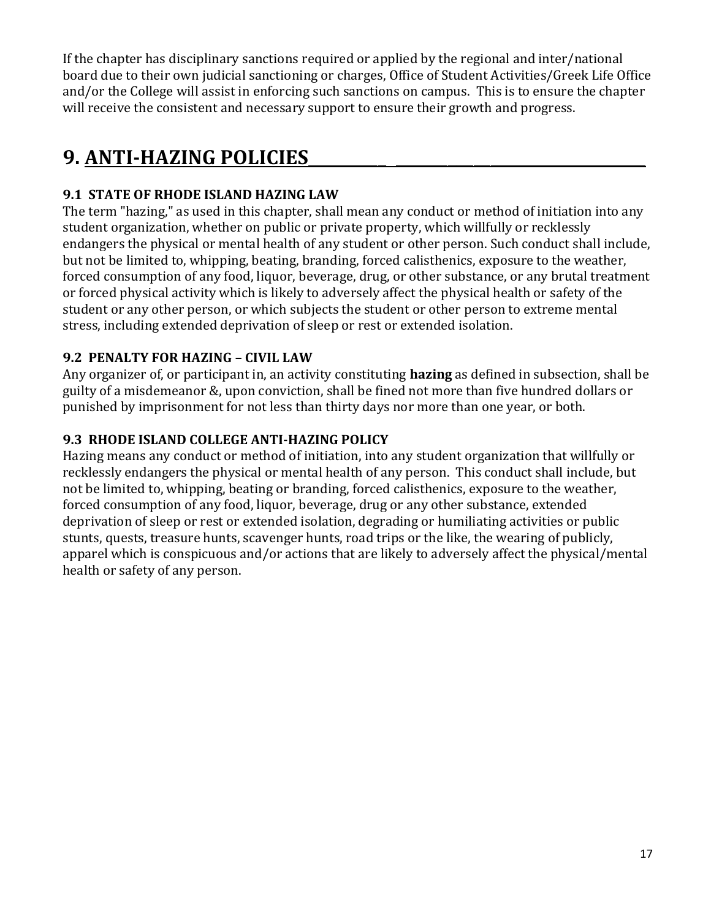If the chapter has disciplinary sanctions required or applied by the regional and inter/national board due to their own judicial sanctioning or charges, Office of Student Activities/Greek Life Office and/or the College will assist in enforcing such sanctions on campus. This is to ensure the chapter will receive the consistent and necessary support to ensure their growth and progress.

# 9. ANTI-HAZING POLICIES

### 9.1 STATE OF RHODE ISLAND HAZING LAW

The term "hazing," as used in this chapter, shall mean any conduct or method of initiation into any student organization, whether on public or private property, which willfully or recklessly endangers the physical or mental health of any student or other person. Such conduct shall include, but not be limited to, whipping, beating, branding, forced calisthenics, exposure to the weather, forced consumption of any food, liquor, beverage, drug, or other substance, or any brutal treatment or forced physical activity which is likely to adversely affect the physical health or safety of the student or any other person, or which subjects the student or other person to extreme mental stress, including extended deprivation of sleep or rest or extended isolation.

### 9.2 PENALTY FOR HAZING – CIVIL LAW

Any organizer of, or participant in, an activity constituting **hazing** as defined in subsection, shall be guilty of a misdemeanor &, upon conviction, shall be fined not more than five hundred dollars or punished by imprisonment for not less than thirty days nor more than one year, or both.

### 9.3 RHODE ISLAND COLLEGE ANTI-HAZING POLICY

Hazing means any conduct or method of initiation, into any student organization that willfully or recklessly endangers the physical or mental health of any person. This conduct shall include, but not be limited to, whipping, beating or branding, forced calisthenics, exposure to the weather, forced consumption of any food, liquor, beverage, drug or any other substance, extended deprivation of sleep or rest or extended isolation, degrading or humiliating activities or public stunts, quests, treasure hunts, scavenger hunts, road trips or the like, the wearing of publicly, apparel which is conspicuous and/or actions that are likely to adversely affect the physical/mental health or safety of any person.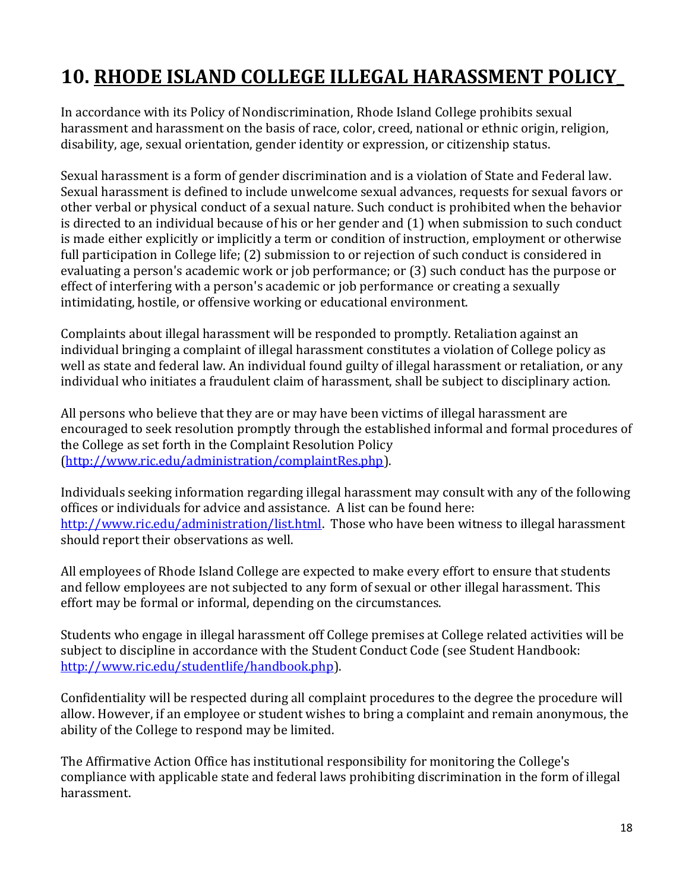# 10. RHODE ISLAND COLLEGE ILLEGAL HARASSMENT POLICY

In accordance with its Policy of Nondiscrimination, Rhode Island College prohibits sexual harassment and harassment on the basis of race, color, creed, national or ethnic origin, religion, disability, age, sexual orientation, gender identity or expression, or citizenship status.

Sexual harassment is a form of gender discrimination and is a violation of State and Federal law. Sexual harassment is defined to include unwelcome sexual advances, requests for sexual favors or other verbal or physical conduct of a sexual nature. Such conduct is prohibited when the behavior is directed to an individual because of his or her gender and (1) when submission to such conduct is made either explicitly or implicitly a term or condition of instruction, employment or otherwise full participation in College life; (2) submission to or rejection of such conduct is considered in evaluating a person's academic work or job performance; or (3) such conduct has the purpose or effect of interfering with a person's academic or job performance or creating a sexually intimidating, hostile, or offensive working or educational environment.

Complaints about illegal harassment will be responded to promptly. Retaliation against an individual bringing a complaint of illegal harassment constitutes a violation of College policy as well as state and federal law. An individual found guilty of illegal harassment or retaliation, or any individual who initiates a fraudulent claim of harassment, shall be subject to disciplinary action.

All persons who believe that they are or may have been victims of illegal harassment are encouraged to seek resolution promptly through the established informal and formal procedures of the College as set forth in the Complaint Resolution Policy (http://www.ric.edu/administration/complaintRes.php).

Individuals seeking information regarding illegal harassment may consult with any of the following offices or individuals for advice and assistance. A list can be found here: http://www.ric.edu/administration/list.html. Those who have been witness to illegal harassment should report their observations as well.

All employees of Rhode Island College are expected to make every effort to ensure that students and fellow employees are not subjected to any form of sexual or other illegal harassment. This effort may be formal or informal, depending on the circumstances.

Students who engage in illegal harassment off College premises at College related activities will be subject to discipline in accordance with the Student Conduct Code (see Student Handbook: http://www.ric.edu/studentlife/handbook.php).

Confidentiality will be respected during all complaint procedures to the degree the procedure will allow. However, if an employee or student wishes to bring a complaint and remain anonymous, the ability of the College to respond may be limited.

The Affirmative Action Office has institutional responsibility for monitoring the College's compliance with applicable state and federal laws prohibiting discrimination in the form of illegal harassment.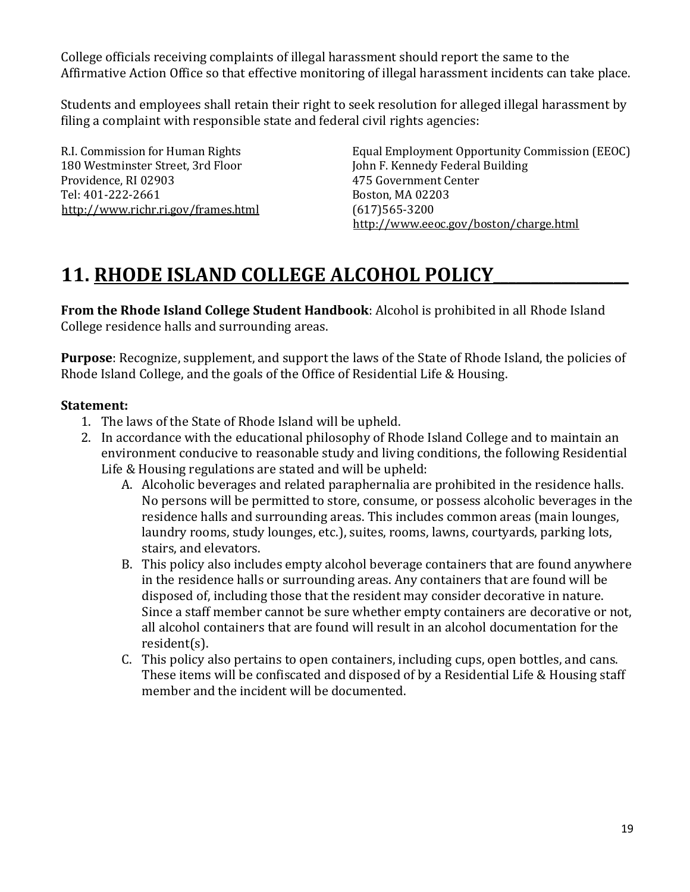College officials receiving complaints of illegal harassment should report the same to the Affirmative Action Office so that effective monitoring of illegal harassment incidents can take place.

Students and employees shall retain their right to seek resolution for alleged illegal harassment by filing a complaint with responsible state and federal civil rights agencies:

R.I. Commission for Human Rights
180 Westminster Street, 3rd Floor
Providence, RI 02903
Tel: 401-222-2661
http://www.richr.ri.gov/frames.html

Equal Employment Opportunity Commission (EEOC)
John F. Kennedy Federal Building
475 Government Center
Boston, MA 02203
(617)565-3200
http://www.eeoc.gov/boston/charge.html

# 11. RHODE ISLAND COLLEGE ALCOHOL POLICY

**From the Rhode Island College Student Handbook**: Alcohol is prohibited in all Rhode Island College residence halls and surrounding areas.

**Purpose**: Recognize, supplement, and support the laws of the State of Rhode Island, the policies of Rhode Island College, and the goals of the Office of Residential Life & Housing.

**Statement:**

1. The laws of the State of Rhode Island will be upheld.
2. In accordance with the educational philosophy of Rhode Island College and to maintain an environment conducive to reasonable study and living conditions, the following Residential Life & Housing regulations are stated and will be upheld:
   A. Alcoholic beverages and related paraphernalia are prohibited in the residence halls. No persons will be permitted to store, consume, or possess alcoholic beverages in the residence halls and surrounding areas. This includes common areas (main lounges, laundry rooms, study lounges, etc.), suites, rooms, lawns, courtyards, parking lots, stairs, and elevators.
   B. This policy also includes empty alcohol beverage containers that are found anywhere in the residence halls or surrounding areas. Any containers that are found will be disposed of, including those that the resident may consider decorative in nature. Since a staff member cannot be sure whether empty containers are decorative or not, all alcohol containers that are found will result in an alcohol documentation for the resident(s).
   C. This policy also pertains to open containers, including cups, open bottles, and cans. These items will be confiscated and disposed of by a Residential Life & Housing staff member and the incident will be documented.